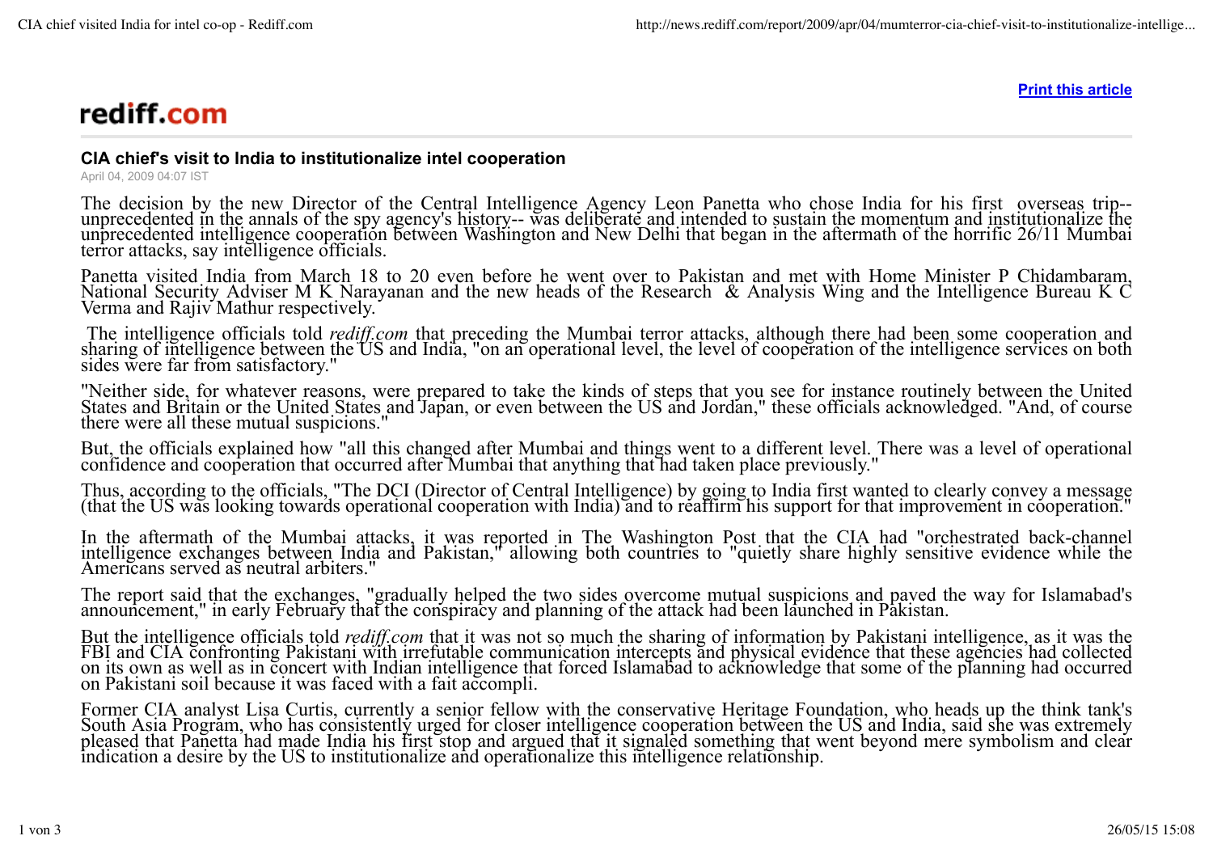Print this article

rediff.com

## CIA chief's visit to India to institutionalize intel cooperation

April 04, 2009 04:07 IST

The decision by the new Director of the Central Intelligence Agency Leon Panetta who chose India for his first overseas trip-- unprecedented in the annals of the spy agency's history-- was deliberate and intended to sustain the momentum and institutionalize the unprecedented intelligence cooperation between Washington and New Delhi that began in the aftermath of the horrific 26/11 Mumbai terror attacks, say intelligence officials.

Panetta visited India from March 18 to 20 even before he went over to Pakistan and met with Home Minister P Chidambaram, National Security Adviser M K Narayanan and the new heads of the Research & Analysis Wing and the Intelligence Bureau K C Verma and Rajiv Mathur respectively.

The intelligence officials told *rediff.com* that preceding the Mumbai terror attacks, although there had been some cooperation and sharing of intelligence between the US and India, "on an operational level, the level of cooperation of the intelligence services on both sides were far from satisfactory."

"Neither side, for whatever reasons, were prepared to take the kinds of steps that you see for instance routinely between the United States and Britain or the United States and Japan, or even between the US and Jordan," these officials acknowledged. "And, of course there were all these mutual suspicions."

But, the officials explained how "all this changed after Mumbai and things went to a different level. There was a level of operational confidence and cooperation that occurred after Mumbai that anything that had taken place previously."

Thus, according to the officials, "The DCI (Director of Central Intelligence) by going to India first wanted to clearly convey a message (that the US was looking towards operational cooperation with India) and to reaffirm his support for that improvement in cooperation."

In the aftermath of the Mumbai attacks, it was reported in The Washington Post that the CIA had "orchestrated back-channel intelligence exchanges between India and Pakistan," allowing both countries to "quietly share highly sensitive evidence while the Americans served as neutral arbiters."

The report said that the exchanges, "gradually helped the two sides overcome mutual suspicions and paved the way for Islamabad's announcement," in early February that the conspiracy and planning of the attack had been launched in Pakistan.

But the intelligence officials told *rediff.com* that it was not so much the sharing of information by Pakistani intelligence, as it was the FBI and CIA confronting Pakistani with irrefutable communication intercepts and physical evidence that these agencies had collected on its own as well as in concert with Indian intelligence that forced Islamabad to acknowledge that some of the planning had occurred on Pakistani soil because it was faced with a fait accompli.

Former CIA analyst Lisa Curtis, currently a senior fellow with the conservative Heritage Foundation, who heads up the think tank's South Asia Program, who has consistently urged for closer intelligence cooperation between the US and India, said she was extremely pleased that Panetta had made India his first stop and argued that it signaled something that went beyond mere symbolism and clear indication a desire by the US to institutionalize and operationalize this intelligence relationship.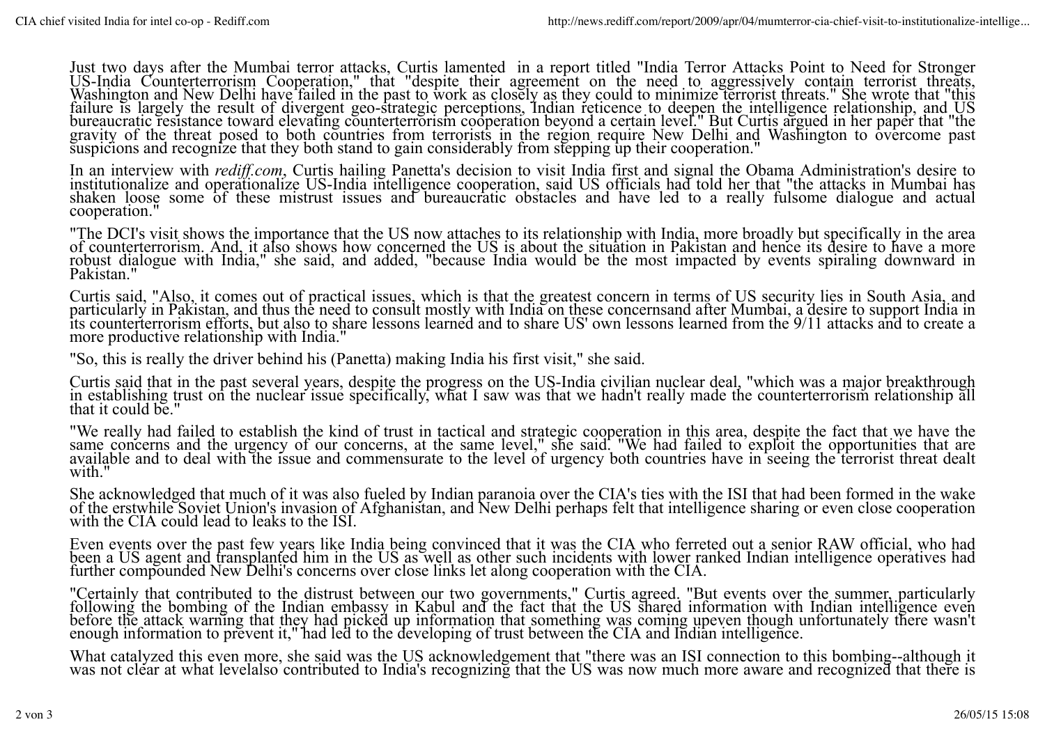Just two days after the Mumbai terror attacks, Curtis lamented  in a report titled "India Terror Attacks Point to Need for Stronger US-India Counterterrorism Cooperation," that "despite their agreement on the need to aggressively contain terrorist threats, Washington and New Delhi have failed in the past to work as closely as they could to minimize terrorist threats." She wrote that "this failure is largely the result of divergent geo-strategic perceptions, Indian reticence to deepen the intelligence relationship, and US bureaucratic resistance toward elevating counterterrorism cooperation beyond a certain level." But Curtis argued in her paper that "the gravity of the threat posed to both countries from terrorists in the region require New Delhi and Washington to overcome past suspicions and recognize that they both stand to gain considerably from stepping up their cooperation."

In an interview with *rediff.com*, Curtis hailing Panetta's decision to visit India first and signal the Obama Administration's desire to institutionalize and operationalize US-India intelligence cooperation, said US officials had told her that "the attacks in Mumbai has shaken loose some of these mistrust issues and bureaucratic obstacles and have led to a really fulsome dialogue and actual cooperation."

"The DCI's visit shows the importance that the US now attaches to its relationship with India, more broadly but specifically in the area of counterterrorism. And, it also shows how concerned the US is about the situation in Pakistan and hence its desire to have a more robust dialogue with India," she said, and added, "because India would be the most impacted by events spiraling downward in Pakistan."

Curtis said, "Also, it comes out of practical issues, which is that the greatest concern in terms of US security lies in South Asia, and particularly in Pakistan, and thus the need to consult mostly with India on these concernsand after Mumbai, a desire to support India in its counterterrorism efforts, but also to share lessons learned and to share US' own lessons learned from the 9/11 attacks and to create a more productive relationship with India."

"So, this is really the driver behind his (Panetta) making India his first visit," she said.

Curtis said that in the past several years, despite the progress on the US-India civilian nuclear deal, "which was a major breakthrough in establishing trust on the nuclear issue specifically, what I saw was that we hadn't really made the counterterrorism relationship all that it could be."

"We really had failed to establish the kind of trust in tactical and strategic cooperation in this area, despite the fact that we have the same concerns and the urgency of our concerns, at the same level," she said. "We had failed to exploit the opportunities that are available and to deal with the issue and commensurate to the level of urgency both countries have in seeing the terrorist threat dealt with."

She acknowledged that much of it was also fueled by Indian paranoia over the CIA's ties with the ISI that had been formed in the wake of the erstwhile Soviet Union's invasion of Afghanistan, and New Delhi perhaps felt that intelligence sharing or even close cooperation with the CIA could lead to leaks to the ISI.

Even events over the past few years like India being convinced that it was the CIA who ferreted out a senior RAW official, who had been a US agent and transplanted him in the US as well as other such incidents with lower ranked Indian intelligence operatives had further compounded New Delhi's concerns over close links let along cooperation with the CIA.

"Certainly that contributed to the distrust between our two governments," Curtis agreed. "But events over the summer, particularly following the bombing of the Indian embassy in Kabul and the fact that the US shared information with Indian intelligence even before the attack warning that they had picked up information that something was coming upeven though unfortunately there wasn't enough information to prevent it," had led to the developing of trust between the CIA and Indian intelligence.

What catalyzed this even more, she said was the US acknowledgement that "there was an ISI connection to this bombing--although it was not clear at what levelalso contributed to India's recognizing that the US was now much more aware and recognized that there is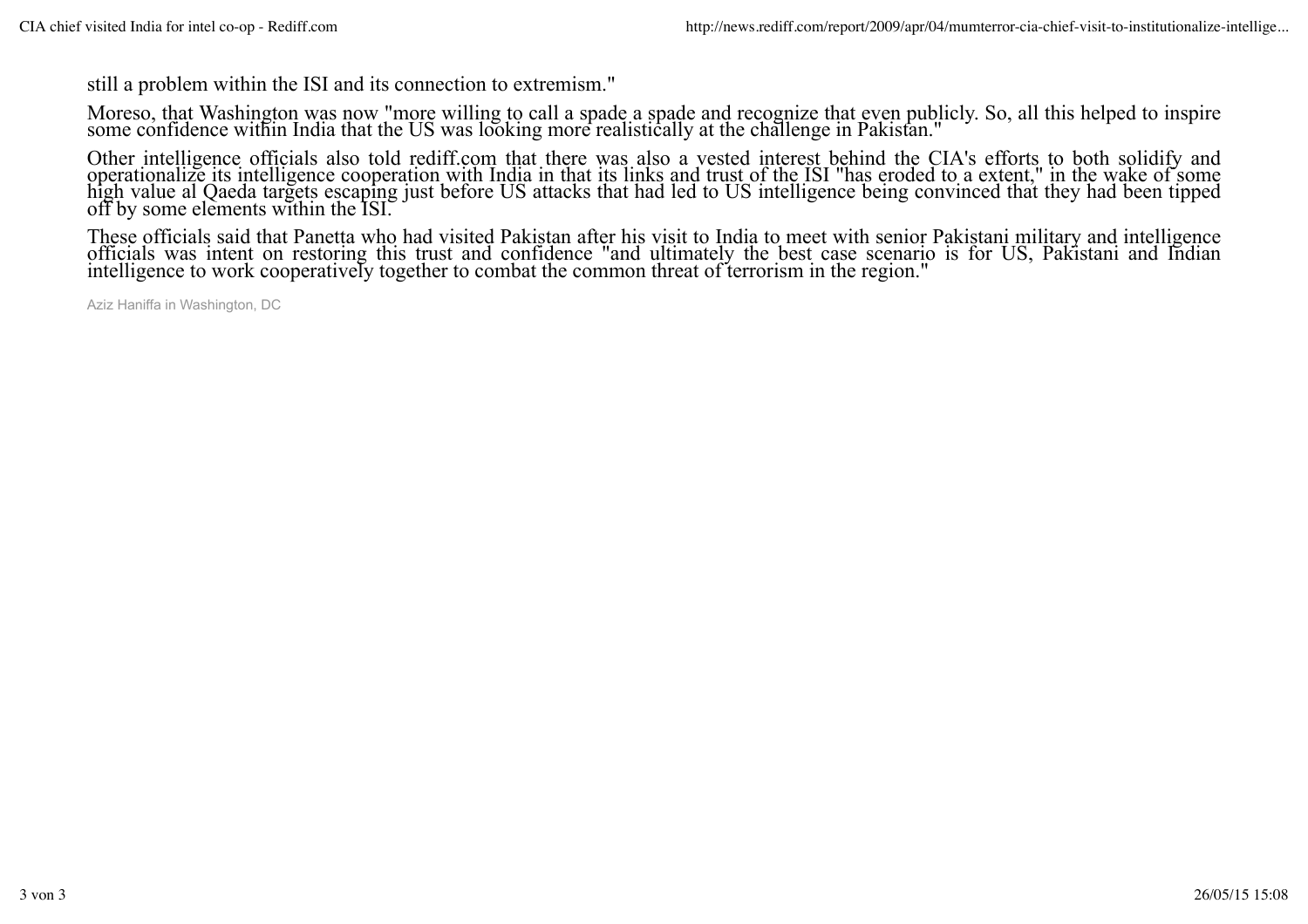still a problem within the ISI and its connection to extremism."

Moreso, that Washington was now "more willing to call a spade a spade and recognize that even publicly. So, all this helped to inspire some confidence within India that the US was looking more realistically at the challenge in Pakistan."

Other intelligence officials also told rediff.com that there was also a vested interest behind the CIA's efforts to both solidify and operationalize its intelligence cooperation with India in that its links and trust of the ISI "has eroded to a extent," in the wake of some high value al Qaeda targets escaping just before US attacks that had led to US intelligence being convinced that they had been tipped off by some elements within the ISI.

These officials said that Panetta who had visited Pakistan after his visit to India to meet with senior Pakistani military and intelligence officials was intent on restoring this trust and confidence "and ultimately the best case scenario is for US, Pakistani and Indian intelligence to work cooperatively together to combat the common threat of terrorism in the region."

Aziz Haniffa in Washington, DC